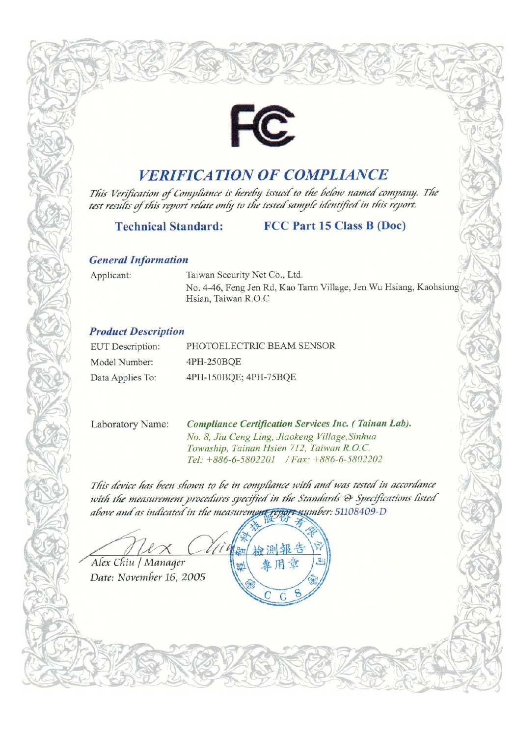FC

# VERIFICATION OF COMPLIANCE

*This Verification of Compliance is hereby issued to the below named company. The test results of this report relate only to the tested sample identified in this report.*

**Technical Standard:** **FCC Part 15 Class B (Doc)**

### General Information

Applicant: Taiwan Security Net Co., Ltd.
No. 4-46, Feng Jen Rd, Kao Tarm Village, Jen Wu Hsiang, Kaohsiung Hsian, Taiwan R.O.C

### Product Description

EUT Description: PHOTOELECTRIC BEAM SENSOR

Model Number: 4PH-250BQE

Data Applies To: 4PH-150BQE; 4PH-75BQE

Laboratory Name: ***Compliance Certification Services Inc. ( Tainan Lab).***
*No. 8, Jiu Ceng Ling, Jiaokeng Village, Sinhua Township, Tainan Hsien 712, Taiwan R.O.C.*
*Tel: +886-6-5802201 / Fax: +886-6-5802202*

*This device has been shown to be in compliance with and was tested in accordance with the measurement procedures specified in the Standards & Specifications listed above and as indicated in the measurement report number:* 51108409-D

Alex Chiu / Manager

Date: November 16, 2005

程智科技股份有限公司 檢測報告專用章 CCS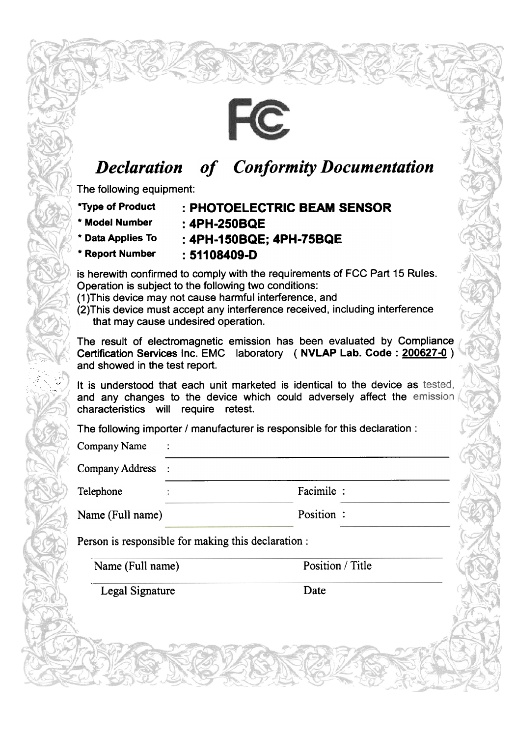FC

# *Declaration of Conformity Documentation*

The following equipment:

**\*Type of Product** : **PHOTOELECTRIC BEAM SENSOR**
**\* Model Number** : **4PH-250BQE**
**\* Data Applies To** : **4PH-150BQE; 4PH-75BQE**
**\* Report Number** : **51108409-D**

is herewith confirmed to comply with the requirements of FCC Part 15 Rules. Operation is subject to the following two conditions:

(1)This device may not cause harmful interference, and
(2)This device must accept any interference received, including interference that may cause undesired operation.

The result of electromagnetic emission has been evaluated by Compliance Certification Services Inc. EMC laboratory ( **NVLAP Lab. Code : 200627-0** ) and showed in the test report.

It is understood that each unit marketed is identical to the device as tested, and any changes to the device which could adversely affect the emission characteristics will require retest.

The following importer / manufacturer is responsible for this declaration :

Company Name :

Company Address :

Telephone : Facimile :

Name (Full name) Position :

Person is responsible for making this declaration :

Name (Full name) Position / Title

Legal Signature Date